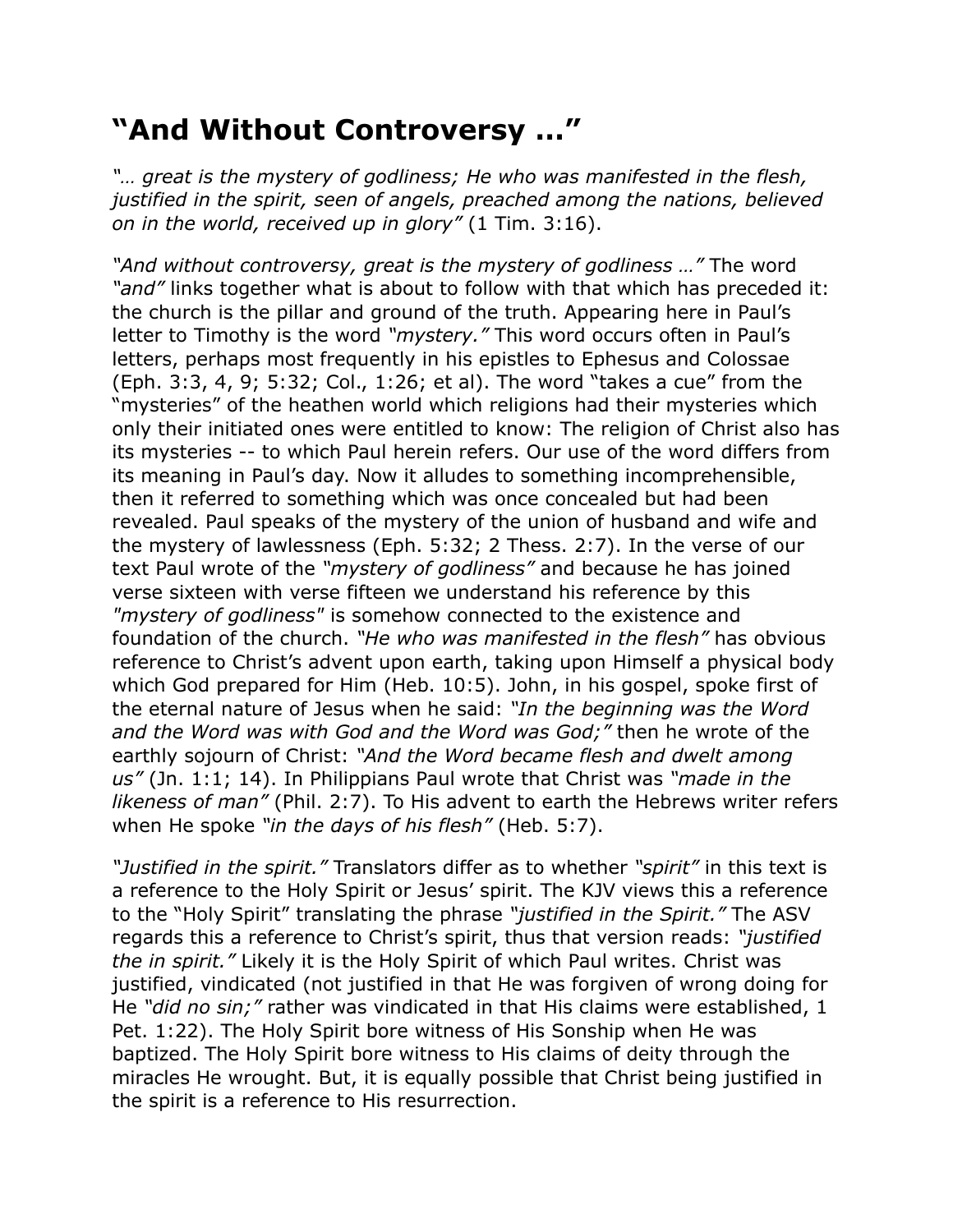# “And Without Controversy …”

*“… great is the mystery of godliness; He who was manifested in the flesh, justified in the spirit, seen of angels, preached among the nations, believed on in the world, received up in glory”* (1 Tim. 3:16).

*“And without controversy, great is the mystery of godliness …”* The word *“and”* links together what is about to follow with that which has preceded it: the church is the pillar and ground of the truth. Appearing here in Paul’s letter to Timothy is the word *“mystery.”* This word occurs often in Paul’s letters, perhaps most frequently in his epistles to Ephesus and Colossae (Eph. 3:3, 4, 9; 5:32; Col., 1:26; et al). The word “takes a cue” from the “mysteries” of the heathen world which religions had their mysteries which only their initiated ones were entitled to know: The religion of Christ also has its mysteries -- to which Paul herein refers. Our use of the word differs from its meaning in Paul’s day. Now it alludes to something incomprehensible, then it referred to something which was once concealed but had been revealed. Paul speaks of the mystery of the union of husband and wife and the mystery of lawlessness (Eph. 5:32; 2 Thess. 2:7). In the verse of our text Paul wrote of the *“mystery of godliness”* and because he has joined verse sixteen with verse fifteen we understand his reference by this *"mystery of godliness"* is somehow connected to the existence and foundation of the church. *“He who was manifested in the flesh”* has obvious reference to Christ’s advent upon earth, taking upon Himself a physical body which God prepared for Him (Heb. 10:5). John, in his gospel, spoke first of the eternal nature of Jesus when he said: *“In the beginning was the Word and the Word was with God and the Word was God;”* then he wrote of the earthly sojourn of Christ: *“And the Word became flesh and dwelt among us”* (Jn. 1:1; 14). In Philippians Paul wrote that Christ was *“made in the likeness of man”* (Phil. 2:7). To His advent to earth the Hebrews writer refers when He spoke *“in the days of his flesh”* (Heb. 5:7).

*“Justified in the spirit.”* Translators differ as to whether *“spirit”* in this text is a reference to the Holy Spirit or Jesus’ spirit. The KJV views this a reference to the “Holy Spirit” translating the phrase *“justified in the Spirit.”* The ASV regards this a reference to Christ’s spirit, thus that version reads: *“justified the in spirit.”* Likely it is the Holy Spirit of which Paul writes. Christ was justified, vindicated (not justified in that He was forgiven of wrong doing for He *“did no sin;”* rather was vindicated in that His claims were established, 1 Pet. 1:22). The Holy Spirit bore witness of His Sonship when He was baptized. The Holy Spirit bore witness to His claims of deity through the miracles He wrought. But, it is equally possible that Christ being justified in the spirit is a reference to His resurrection.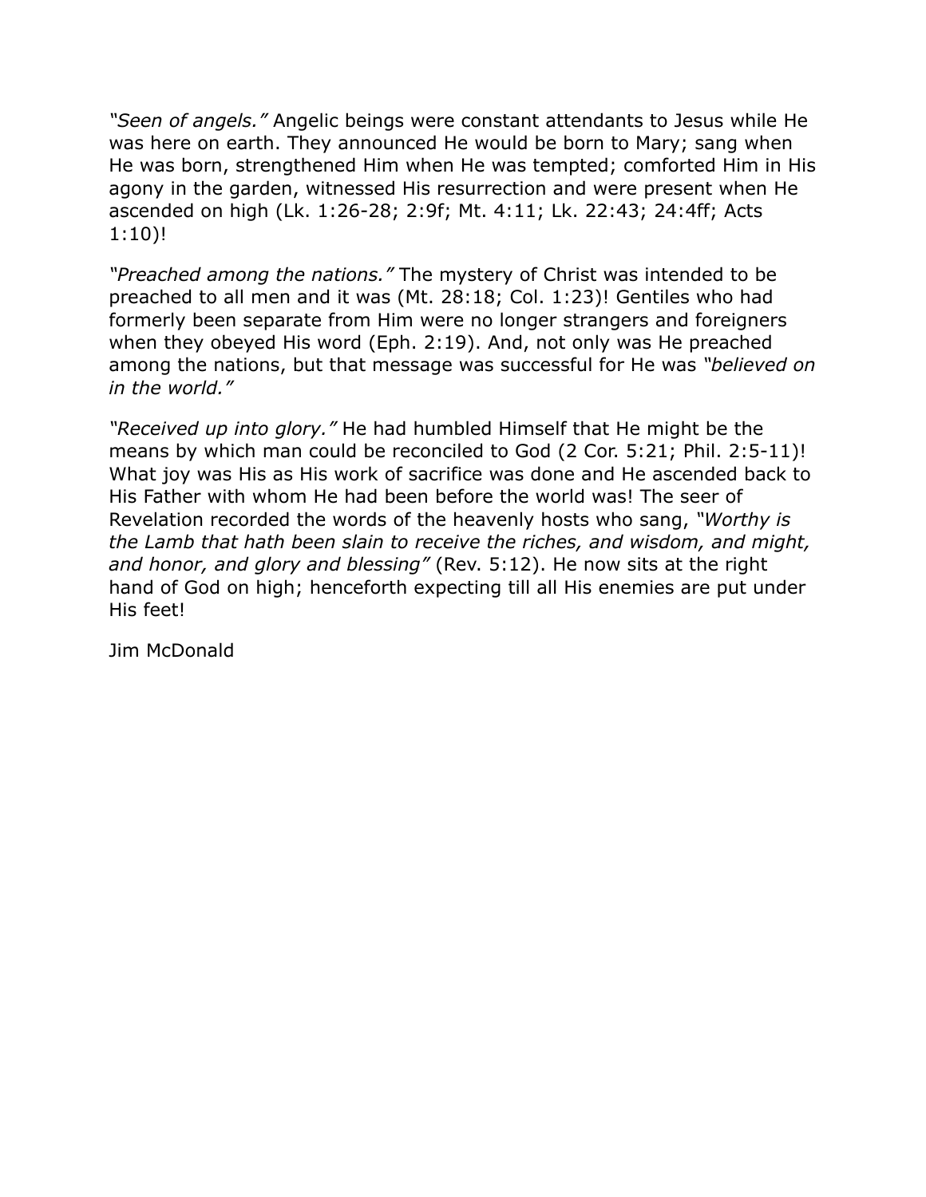*"Seen of angels."* Angelic beings were constant attendants to Jesus while He was here on earth. They announced He would be born to Mary; sang when He was born, strengthened Him when He was tempted; comforted Him in His agony in the garden, witnessed His resurrection and were present when He ascended on high (Lk. 1:26-28; 2:9f; Mt. 4:11; Lk. 22:43; 24:4ff; Acts 1:10)!

*"Preached among the nations."* The mystery of Christ was intended to be preached to all men and it was (Mt. 28:18; Col. 1:23)! Gentiles who had formerly been separate from Him were no longer strangers and foreigners when they obeyed His word (Eph. 2:19). And, not only was He preached among the nations, but that message was successful for He was *"believed on in the world."*

*"Received up into glory."* He had humbled Himself that He might be the means by which man could be reconciled to God (2 Cor. 5:21; Phil. 2:5-11)! What joy was His as His work of sacrifice was done and He ascended back to His Father with whom He had been before the world was! The seer of Revelation recorded the words of the heavenly hosts who sang, *"Worthy is the Lamb that hath been slain to receive the riches, and wisdom, and might, and honor, and glory and blessing"* (Rev. 5:12). He now sits at the right hand of God on high; henceforth expecting till all His enemies are put under His feet!

Jim McDonald